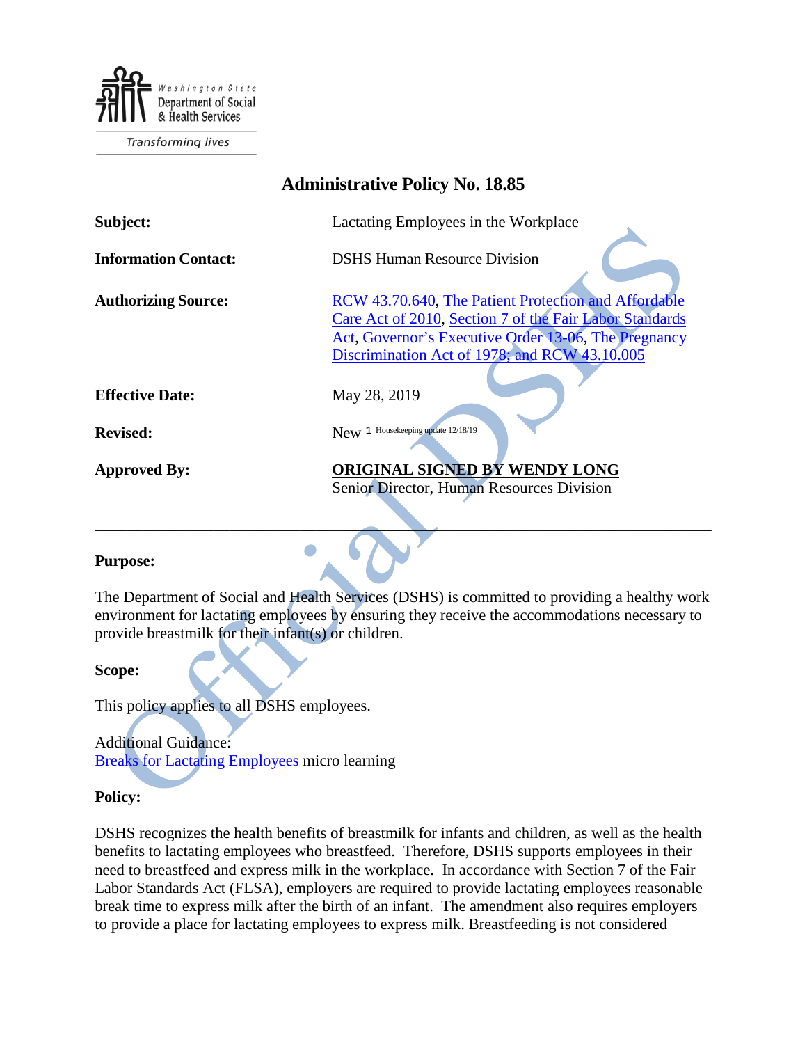Washington State Department of Social & Health Services

Transforming lives

# Administrative Policy No. 18.85

| | |
|---|---|
| **Subject:** | Lactating Employees in the Workplace |
| **Information Contact:** | DSHS Human Resource Division |
| **Authorizing Source:** | [RCW 43.70.640](), [The Patient Protection and Affordable Care Act of 2010](), [Section 7 of the Fair Labor Standards Act](), [Governor's Executive Order 13-06](), [The Pregnancy Discrimination Act of 1978; and RCW 43.10.005]() |
| **Effective Date:** | May 28, 2019 |
| **Revised:** | New [1] Housekeeping update 12/18/19 |
| **Approved By:** | **ORIGINAL SIGNED BY WENDY LONG** <br> Senior Director, Human Resources Division |

---

**Purpose:**

The Department of Social and Health Services (DSHS) is committed to providing a healthy work environment for lactating employees by ensuring they receive the accommodations necessary to provide breastmilk for their infant(s) or children.

**Scope:**

This policy applies to all DSHS employees.

Additional Guidance:
Breaks for Lactating Employees micro learning

**Policy:**

DSHS recognizes the health benefits of breastmilk for infants and children, as well as the health benefits to lactating employees who breastfeed. Therefore, DSHS supports employees in their need to breastfeed and express milk in the workplace. In accordance with Section 7 of the Fair Labor Standards Act (FLSA), employers are required to provide lactating employees reasonable break time to express milk after the birth of an infant. The amendment also requires employers to provide a place for lactating employees to express milk. Breastfeeding is not considered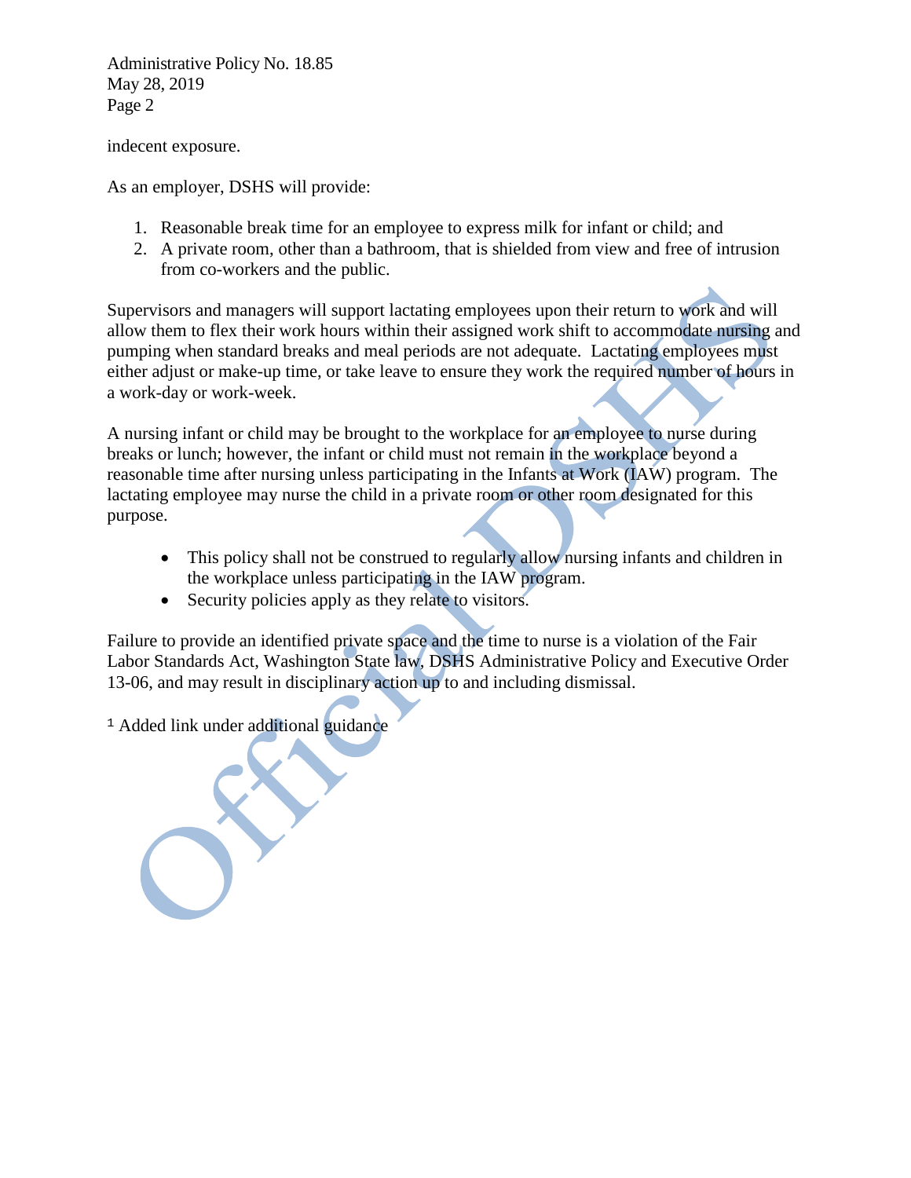indecent exposure.

As an employer, DSHS will provide:

1. Reasonable break time for an employee to express milk for infant or child; and
2. A private room, other than a bathroom, that is shielded from view and free of intrusion from co-workers and the public.

Supervisors and managers will support lactating employees upon their return to work and will allow them to flex their work hours within their assigned work shift to accommodate nursing and pumping when standard breaks and meal periods are not adequate. Lactating employees must either adjust or make-up time, or take leave to ensure they work the required number of hours in a work-day or work-week.

A nursing infant or child may be brought to the workplace for an employee to nurse during breaks or lunch; however, the infant or child must not remain in the workplace beyond a reasonable time after nursing unless participating in the Infants at Work (IAW) program. The lactating employee may nurse the child in a private room or other room designated for this purpose.

- This policy shall not be construed to regularly allow nursing infants and children in the workplace unless participating in the IAW program.
- Security policies apply as they relate to visitors.

Failure to provide an identified private space and the time to nurse is a violation of the Fair Labor Standards Act, Washington State law, DSHS Administrative Policy and Executive Order 13-06, and may result in disciplinary action up to and including dismissal.

[1] Added link under additional guidance